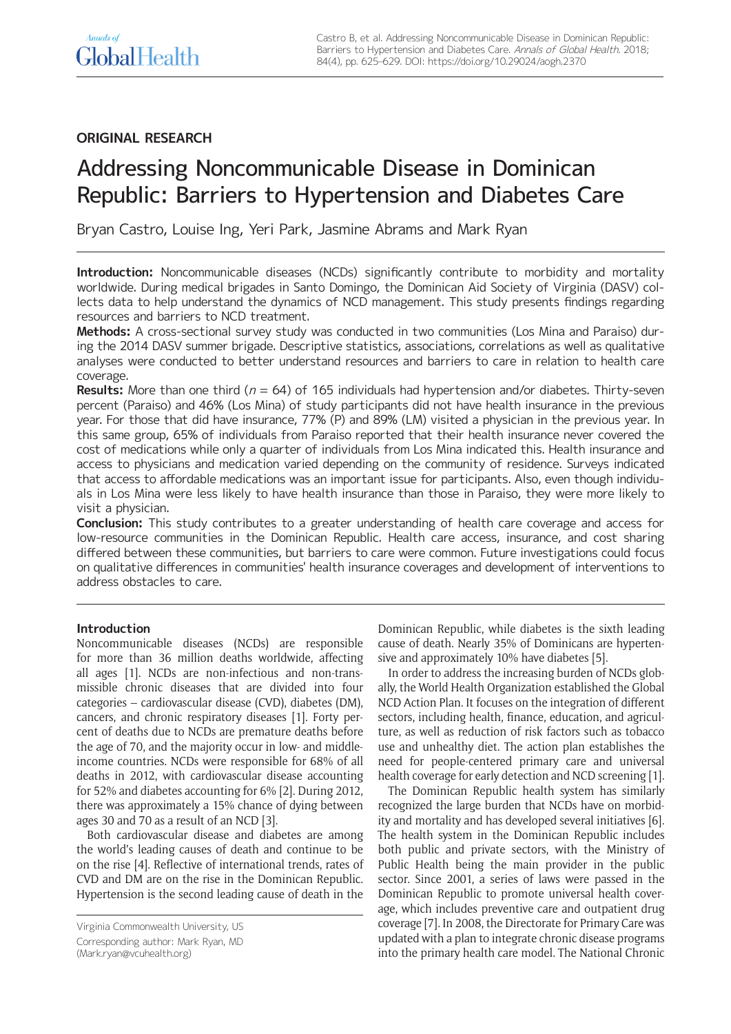**ORIGINAL RESEARCH**

# Addressing Noncommunicable Disease in Dominican Republic: Barriers to Hypertension and Diabetes Care

Bryan Castro, Louise Ing, Yeri Park, Jasmine Abrams and Mark Ryan

**Introduction:** Noncommunicable diseases (NCDs) significantly contribute to morbidity and mortality worldwide. During medical brigades in Santo Domingo, the Dominican Aid Society of Virginia (DASV) collects data to help understand the dynamics of NCD management. This study presents findings regarding resources and barriers to NCD treatment.

**Methods:** A cross-sectional survey study was conducted in two communities (Los Mina and Paraiso) during the 2014 DASV summer brigade. Descriptive statistics, associations, correlations as well as qualitative analyses were conducted to better understand resources and barriers to care in relation to health care coverage.

**Results:** More than one third (*n* = 64) of 165 individuals had hypertension and/or diabetes. Thirty-seven percent (Paraiso) and 46% (Los Mina) of study participants did not have health insurance in the previous year. For those that did have insurance, 77% (P) and 89% (LM) visited a physician in the previous year. In this same group, 65% of individuals from Paraiso reported that their health insurance never covered the cost of medications while only a quarter of individuals from Los Mina indicated this. Health insurance and access to physicians and medication varied depending on the community of residence. Surveys indicated that access to affordable medications was an important issue for participants. Also, even though individuals in Los Mina were less likely to have health insurance than those in Paraiso, they were more likely to visit a physician.

**Conclusion:** This study contributes to a greater understanding of health care coverage and access for low-resource communities in the Dominican Republic. Health care access, insurance, and cost sharing differed between these communities, but barriers to care were common. Future investigations could focus on qualitative differences in communities' health insurance coverages and development of interventions to address obstacles to care.

## Introduction

Noncommunicable diseases (NCDs) are responsible for more than 36 million deaths worldwide, affecting all ages [1]. NCDs are non-infectious and non-transmissible chronic diseases that are divided into four categories – cardiovascular disease (CVD), diabetes (DM), cancers, and chronic respiratory diseases [1]. Forty percent of deaths due to NCDs are premature deaths before the age of 70, and the majority occur in low- and middle-income countries. NCDs were responsible for 68% of all deaths in 2012, with cardiovascular disease accounting for 52% and diabetes accounting for 6% [2]. During 2012, there was approximately a 15% chance of dying between ages 30 and 70 as a result of an NCD [3].

Both cardiovascular disease and diabetes are among the world's leading causes of death and continue to be on the rise [4]. Reflective of international trends, rates of CVD and DM are on the rise in the Dominican Republic. Hypertension is the second leading cause of death in the Dominican Republic, while diabetes is the sixth leading cause of death. Nearly 35% of Dominicans are hypertensive and approximately 10% have diabetes [5].

In order to address the increasing burden of NCDs globally, the World Health Organization established the Global NCD Action Plan. It focuses on the integration of different sectors, including health, finance, education, and agriculture, as well as reduction of risk factors such as tobacco use and unhealthy diet. The action plan establishes the need for people-centered primary care and universal health coverage for early detection and NCD screening [1].

The Dominican Republic health system has similarly recognized the large burden that NCDs have on morbidity and mortality and has developed several initiatives [6]. The health system in the Dominican Republic includes both public and private sectors, with the Ministry of Public Health being the main provider in the public sector. Since 2001, a series of laws were passed in the Dominican Republic to promote universal health coverage, which includes preventive care and outpatient drug coverage [7]. In 2008, the Directorate for Primary Care was updated with a plan to integrate chronic disease programs into the primary health care model. The National Chronic

Virginia Commonwealth University, US

Corresponding author: Mark Ryan, MD (Mark.ryan@vcuhealth.org)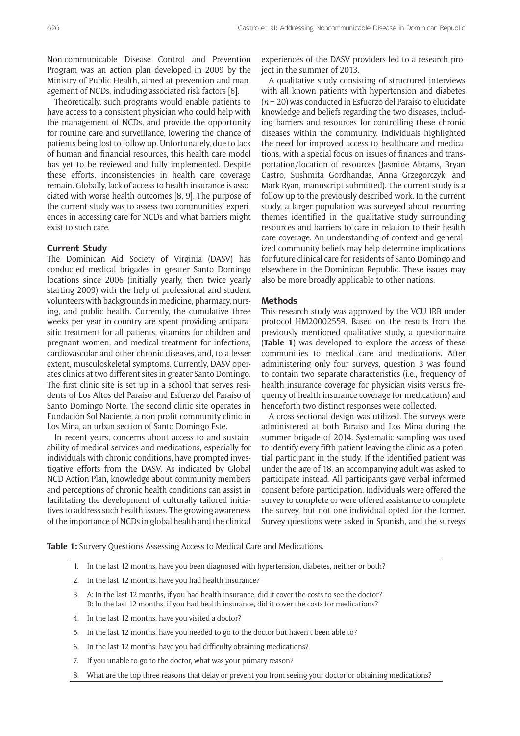Non-communicable Disease Control and Prevention Program was an action plan developed in 2009 by the Ministry of Public Health, aimed at prevention and management of NCDs, including associated risk factors [6].

Theoretically, such programs would enable patients to have access to a consistent physician who could help with the management of NCDs, and provide the opportunity for routine care and surveillance, lowering the chance of patients being lost to follow up. Unfortunately, due to lack of human and financial resources, this health care model has yet to be reviewed and fully implemented. Despite these efforts, inconsistencies in health care coverage remain. Globally, lack of access to health insurance is associated with worse health outcomes [8, 9]. The purpose of the current study was to assess two communities' experiences in accessing care for NCDs and what barriers might exist to such care.

### Current Study

The Dominican Aid Society of Virginia (DASV) has conducted medical brigades in greater Santo Domingo locations since 2006 (initially yearly, then twice yearly starting 2009) with the help of professional and student volunteers with backgrounds in medicine, pharmacy, nursing, and public health. Currently, the cumulative three weeks per year in-country are spent providing antiparasitic treatment for all patients, vitamins for children and pregnant women, and medical treatment for infections, cardiovascular and other chronic diseases, and, to a lesser extent, musculoskeletal symptoms. Currently, DASV operates clinics at two different sites in greater Santo Domingo. The first clinic site is set up in a school that serves residents of Los Altos del Paraíso and Esfuerzo del Paraíso of Santo Domingo Norte. The second clinic site operates in Fundación Sol Naciente, a non-profit community clinic in Los Mina, an urban section of Santo Domingo Este.

In recent years, concerns about access to and sustainability of medical services and medications, especially for individuals with chronic conditions, have prompted investigative efforts from the DASV. As indicated by Global NCD Action Plan, knowledge about community members and perceptions of chronic health conditions can assist in facilitating the development of culturally tailored initiatives to address such health issues. The growing awareness of the importance of NCDs in global health and the clinical experiences of the DASV providers led to a research project in the summer of 2013.

A qualitative study consisting of structured interviews with all known patients with hypertension and diabetes ($n = 20$) was conducted in Esfuerzo del Paraiso to elucidate knowledge and beliefs regarding the two diseases, including barriers and resources for controlling these chronic diseases within the community. Individuals highlighted the need for improved access to healthcare and medications, with a special focus on issues of finances and transportation/location of resources (Jasmine Abrams, Bryan Castro, Sushmita Gordhandas, Anna Grzegorczyk, and Mark Ryan, manuscript submitted). The current study is a follow up to the previously described work. In the current study, a larger population was surveyed about recurring themes identified in the qualitative study surrounding resources and barriers to care in relation to their health care coverage. An understanding of context and generalized community beliefs may help determine implications for future clinical care for residents of Santo Domingo and elsewhere in the Dominican Republic. These issues may also be more broadly applicable to other nations.

### Methods

This research study was approved by the VCU IRB under protocol HM20002559. Based on the results from the previously mentioned qualitative study, a questionnaire (**Table 1**) was developed to explore the access of these communities to medical care and medications. After administering only four surveys, question 3 was found to contain two separate characteristics (i.e., frequency of health insurance coverage for physician visits versus frequency of health insurance coverage for medications) and henceforth two distinct responses were collected.

A cross-sectional design was utilized. The surveys were administered at both Paraiso and Los Mina during the summer brigade of 2014. Systematic sampling was used to identify every fifth patient leaving the clinic as a potential participant in the study. If the identified patient was under the age of 18, an accompanying adult was asked to participate instead. All participants gave verbal informed consent before participation. Individuals were offered the survey to complete or were offered assistance to complete the survey, but not one individual opted for the former. Survey questions were asked in Spanish, and the surveys

**Table 1:** Survery Questions Assessing Access to Medical Care and Medications.

| | |
|---|---|
| 1. | In the last 12 months, have you been diagnosed with hypertension, diabetes, neither or both? |
| 2. | In the last 12 months, have you had health insurance? |
| 3. | A: In the last 12 months, if you had health insurance, did it cover the costs to see the doctor?<br>B: In the last 12 months, if you had health insurance, did it cover the costs for medications? |
| 4. | In the last 12 months, have you visited a doctor? |
| 5. | In the last 12 months, have you needed to go to the doctor but haven't been able to? |
| 6. | In the last 12 months, have you had difficulty obtaining medications? |
| 7. | If you unable to go to the doctor, what was your primary reason? |
| 8. | What are the top three reasons that delay or prevent you from seeing your doctor or obtaining medications? |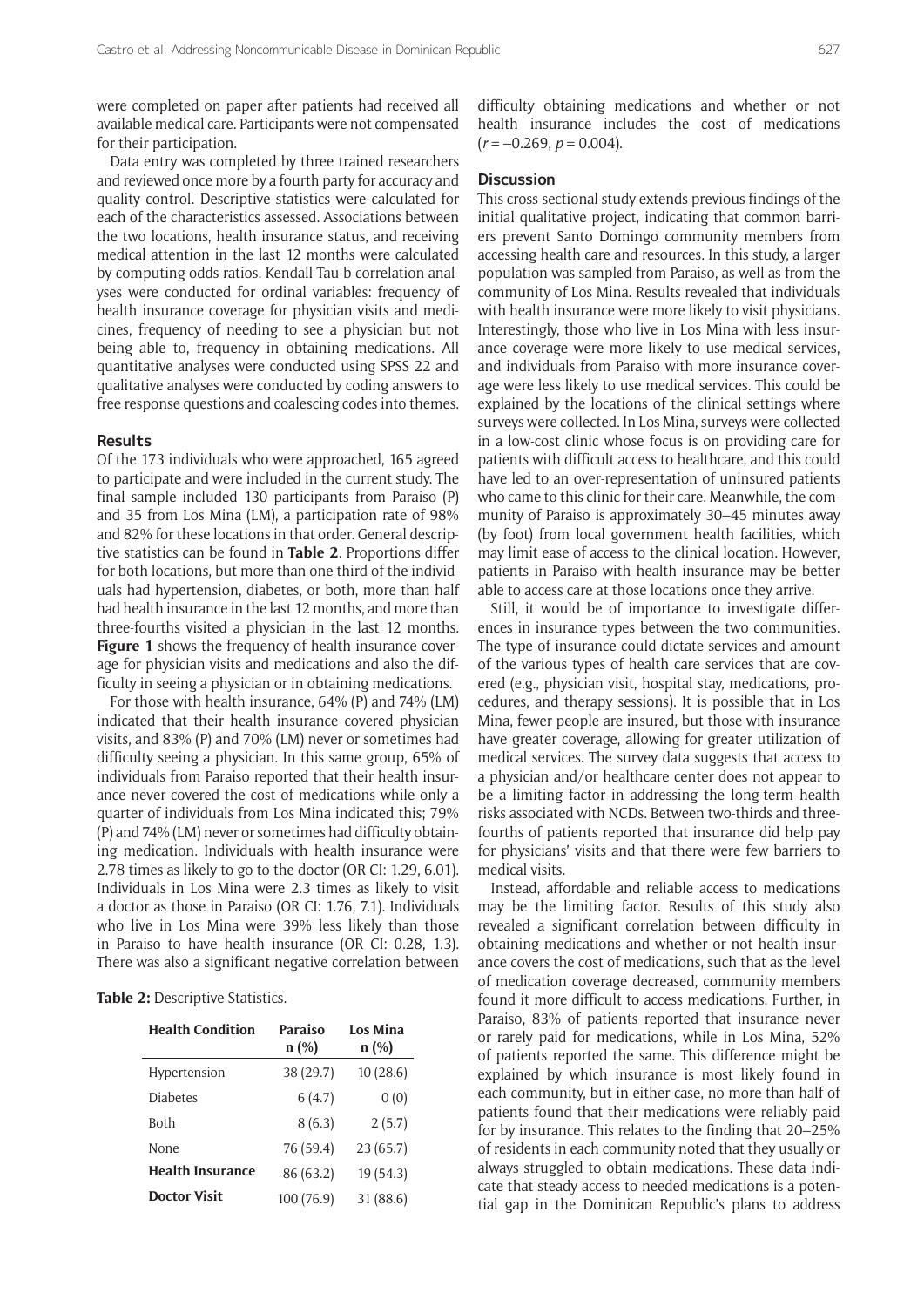were completed on paper after patients had received all available medical care. Participants were not compensated for their participation.

Data entry was completed by three trained researchers and reviewed once more by a fourth party for accuracy and quality control. Descriptive statistics were calculated for each of the characteristics assessed. Associations between the two locations, health insurance status, and receiving medical attention in the last 12 months were calculated by computing odds ratios. Kendall Tau-b correlation analyses were conducted for ordinal variables: frequency of health insurance coverage for physician visits and medicines, frequency of needing to see a physician but not being able to, frequency in obtaining medications. All quantitative analyses were conducted using SPSS 22 and qualitative analyses were conducted by coding answers to free response questions and coalescing codes into themes.

## Results

Of the 173 individuals who were approached, 165 agreed to participate and were included in the current study. The final sample included 130 participants from Paraiso (P) and 35 from Los Mina (LM), a participation rate of 98% and 82% for these locations in that order. General descriptive statistics can be found in **Table 2**. Proportions differ for both locations, but more than one third of the individuals had hypertension, diabetes, or both, more than half had health insurance in the last 12 months, and more than three-fourths visited a physician in the last 12 months. **Figure 1** shows the frequency of health insurance coverage for physician visits and medications and also the difficulty in seeing a physician or in obtaining medications.

For those with health insurance, 64% (P) and 74% (LM) indicated that their health insurance covered physician visits, and 83% (P) and 70% (LM) never or sometimes had difficulty seeing a physician. In this same group, 65% of individuals from Paraiso reported that their health insurance never covered the cost of medications while only a quarter of individuals from Los Mina indicated this; 79% (P) and 74% (LM) never or sometimes had difficulty obtaining medication. Individuals with health insurance were 2.78 times as likely to go to the doctor (OR CI: 1.29, 6.01). Individuals in Los Mina were 2.3 times as likely to visit a doctor as those in Paraiso (OR CI: 1.76, 7.1). Individuals who live in Los Mina were 39% less likely than those in Paraiso to have health insurance (OR CI: 0.28, 1.3). There was also a significant negative correlation between difficulty obtaining medications and whether or not health insurance includes the cost of medications ($r = -0.269$, $p = 0.004$).

**Table 2:** Descriptive Statistics.

| Health Condition | Paraiso n (%) | Los Mina n (%) |
|---|---|---|
| Hypertension | 38 (29.7) | 10 (28.6) |
| Diabetes | 6 (4.7) | 0 (0) |
| Both | 8 (6.3) | 2 (5.7) |
| None | 76 (59.4) | 23 (65.7) |
| **Health Insurance** | 86 (63.2) | 19 (54.3) |
| **Doctor Visit** | 100 (76.9) | 31 (88.6) |

## Discussion

This cross-sectional study extends previous findings of the initial qualitative project, indicating that common barriers prevent Santo Domingo community members from accessing health care and resources. In this study, a larger population was sampled from Paraiso, as well as from the community of Los Mina. Results revealed that individuals with health insurance were more likely to visit physicians. Interestingly, those who live in Los Mina with less insurance coverage were more likely to use medical services, and individuals from Paraiso with more insurance coverage were less likely to use medical services. This could be explained by the locations of the clinical settings where surveys were collected. In Los Mina, surveys were collected in a low-cost clinic whose focus is on providing care for patients with difficult access to healthcare, and this could have led to an over-representation of uninsured patients who came to this clinic for their care. Meanwhile, the community of Paraiso is approximately 30–45 minutes away (by foot) from local government health facilities, which may limit ease of access to the clinical location. However, patients in Paraiso with health insurance may be better able to access care at those locations once they arrive.

Still, it would be of importance to investigate differences in insurance types between the two communities. The type of insurance could dictate services and amount of the various types of health care services that are covered (e.g., physician visit, hospital stay, medications, procedures, and therapy sessions). It is possible that in Los Mina, fewer people are insured, but those with insurance have greater coverage, allowing for greater utilization of medical services. The survey data suggests that access to a physician and/or healthcare center does not appear to be a limiting factor in addressing the long-term health risks associated with NCDs. Between two-thirds and three-fourths of patients reported that insurance did help pay for physicians' visits and that there were few barriers to medical visits.

Instead, affordable and reliable access to medications may be the limiting factor. Results of this study also revealed a significant correlation between difficulty in obtaining medications and whether or not health insurance covers the cost of medications, such that as the level of medication coverage decreased, community members found it more difficult to access medications. Further, in Paraiso, 83% of patients reported that insurance never or rarely paid for medications, while in Los Mina, 52% of patients reported the same. This difference might be explained by which insurance is most likely found in each community, but in either case, no more than half of patients found that their medications were reliably paid for by insurance. This relates to the finding that 20–25% of residents in each community noted that they usually or always struggled to obtain medications. These data indicate that steady access to needed medications is a potential gap in the Dominican Republic's plans to address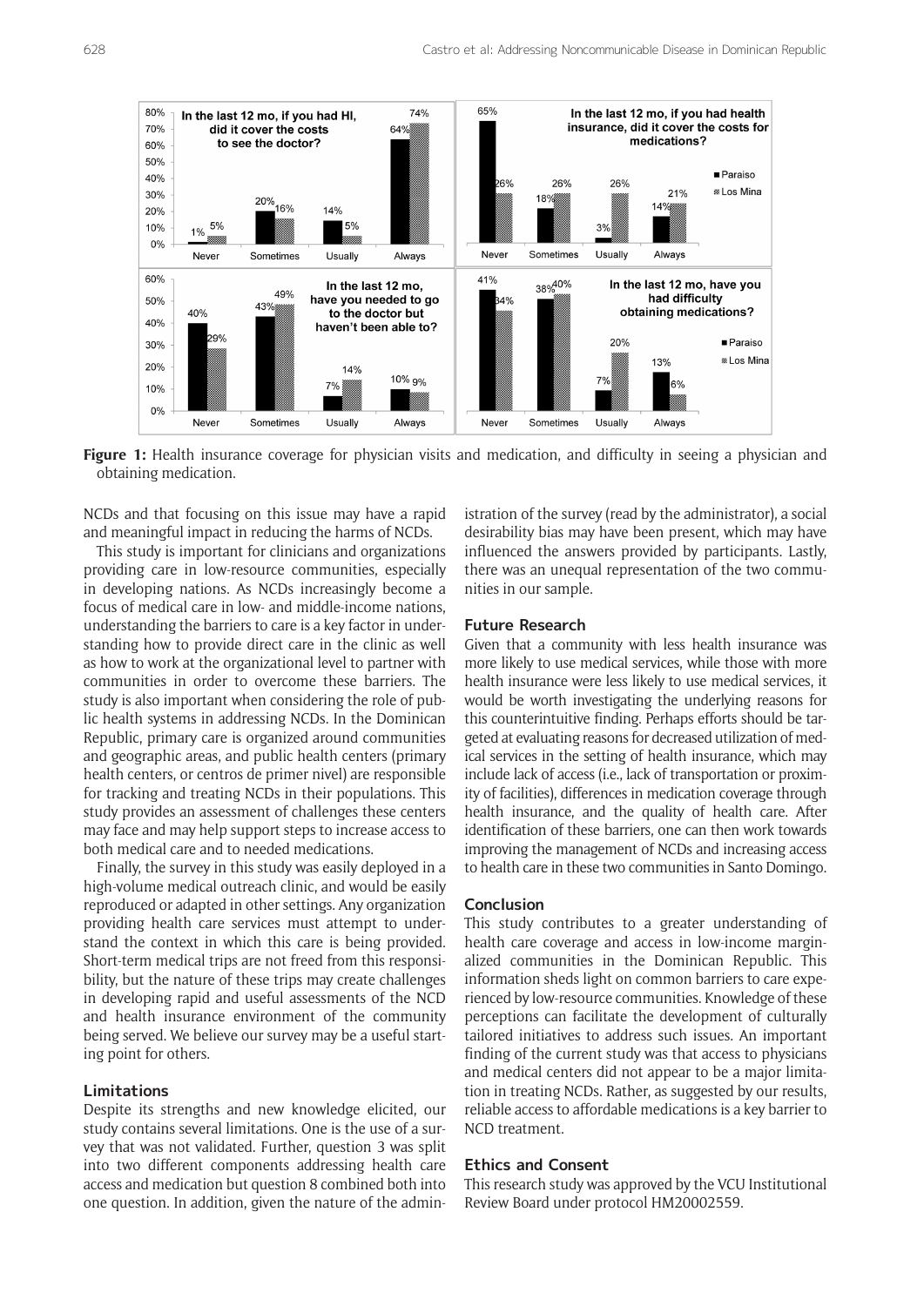**Figure 1:** Health insurance coverage for physician visits and medication, and difficulty in seeing a physician and obtaining medication.

NCDs and that focusing on this issue may have a rapid and meaningful impact in reducing the harms of NCDs.

This study is important for clinicians and organizations providing care in low-resource communities, especially in developing nations. As NCDs increasingly become a focus of medical care in low- and middle-income nations, understanding the barriers to care is a key factor in understanding how to provide direct care in the clinic as well as how to work at the organizational level to partner with communities in order to overcome these barriers. The study is also important when considering the role of public health systems in addressing NCDs. In the Dominican Republic, primary care is organized around communities and geographic areas, and public health centers (primary health centers, or centros de primer nivel) are responsible for tracking and treating NCDs in their populations. This study provides an assessment of challenges these centers may face and may help support steps to increase access to both medical care and to needed medications.

Finally, the survey in this study was easily deployed in a high-volume medical outreach clinic, and would be easily reproduced or adapted in other settings. Any organization providing health care services must attempt to understand the context in which this care is being provided. Short-term medical trips are not freed from this responsibility, but the nature of these trips may create challenges in developing rapid and useful assessments of the NCD and health insurance environment of the community being served. We believe our survey may be a useful starting point for others.

### Limitations

Despite its strengths and new knowledge elicited, our study contains several limitations. One is the use of a survey that was not validated. Further, question 3 was split into two different components addressing health care access and medication but question 8 combined both into one question. In addition, given the nature of the administration of the survey (read by the administrator), a social desirability bias may have been present, which may have influenced the answers provided by participants. Lastly, there was an unequal representation of the two communities in our sample.

### Future Research

Given that a community with less health insurance was more likely to use medical services, while those with more health insurance were less likely to use medical services, it would be worth investigating the underlying reasons for this counterintuitive finding. Perhaps efforts should be targeted at evaluating reasons for decreased utilization of medical services in the setting of health insurance, which may include lack of access (i.e., lack of transportation or proximity of facilities), differences in medication coverage through health insurance, and the quality of health care. After identification of these barriers, one can then work towards improving the management of NCDs and increasing access to health care in these two communities in Santo Domingo.

### Conclusion

This study contributes to a greater understanding of health care coverage and access in low-income marginalized communities in the Dominican Republic. This information sheds light on common barriers to care experienced by low-resource communities. Knowledge of these perceptions can facilitate the development of culturally tailored initiatives to address such issues. An important finding of the current study was that access to physicians and medical centers did not appear to be a major limitation in treating NCDs. Rather, as suggested by our results, reliable access to affordable medications is a key barrier to NCD treatment.

### Ethics and Consent

This research study was approved by the VCU Institutional Review Board under protocol HM20002559.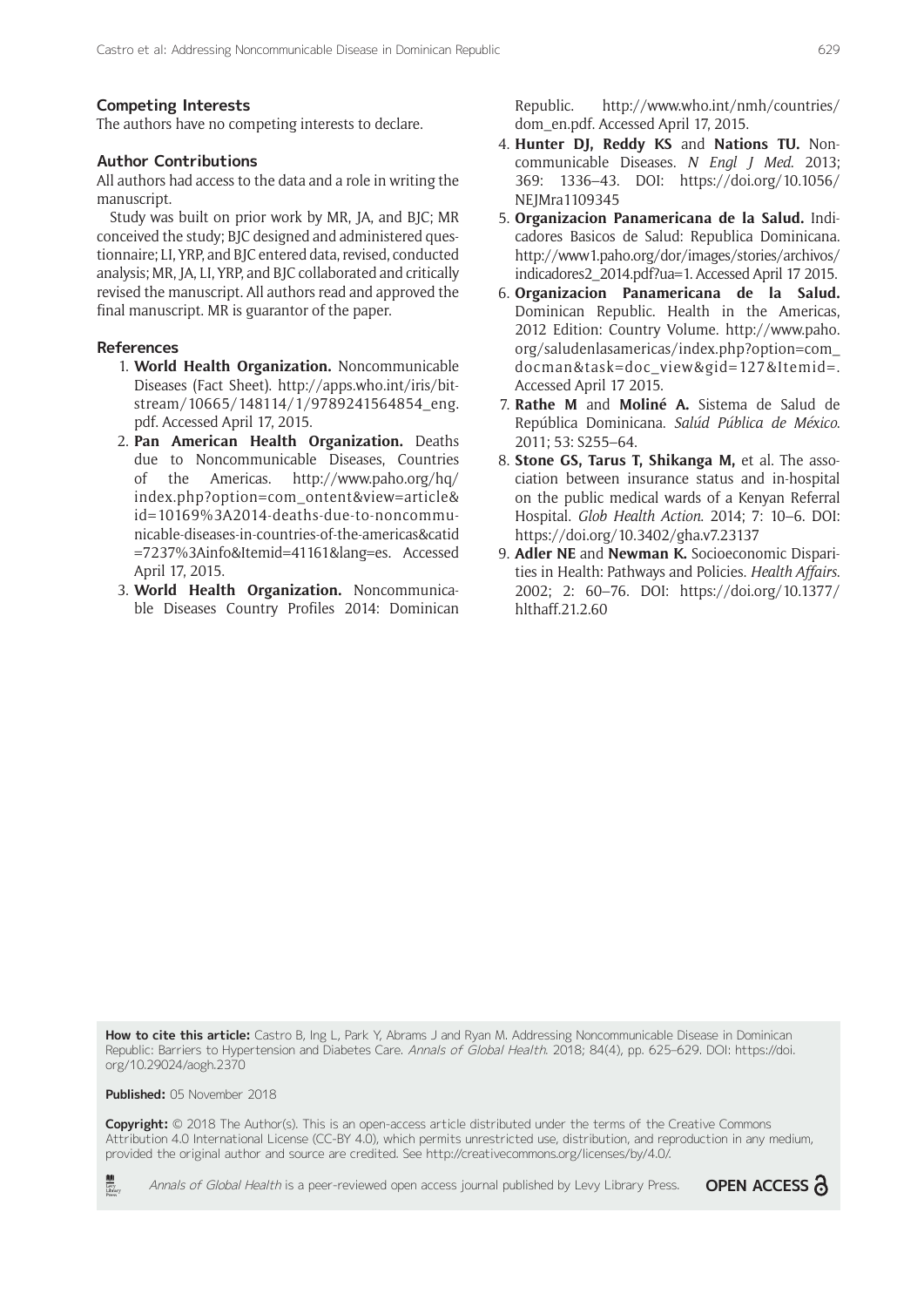### Competing Interests

The authors have no competing interests to declare.

### Author Contributions

All authors had access to the data and a role in writing the manuscript.

Study was built on prior work by MR, JA, and BJC; MR conceived the study; BJC designed and administered questionnaire; LI, YRP, and BJC entered data, revised, conducted analysis; MR, JA, LI, YRP, and BJC collaborated and critically revised the manuscript. All authors read and approved the final manuscript. MR is guarantor of the paper.

### References

1. **World Health Organization.** Noncommunicable Diseases (Fact Sheet). http://apps.who.int/iris/bitstream/10665/148114/1/9789241564854_eng.pdf. Accessed April 17, 2015.
2. **Pan American Health Organization.** Deaths due to Noncommunicable Diseases, Countries of the Americas. http://www.paho.org/hq/index.php?option=com_ontent&view=article&id=10169%3A2014-deaths-due-to-noncommunicable-diseases-in-countries-of-the-americas&catid=7237%3Ainfo&Itemid=41161&lang=es. Accessed April 17, 2015.
3. **World Health Organization.** Noncommunicable Diseases Country Profiles 2014: Dominican Republic. http://www.who.int/nmh/countries/dom_en.pdf. Accessed April 17, 2015.
4. **Hunter DJ, Reddy KS** and **Nations TU.** Noncommunicable Diseases. *N Engl J Med*. 2013; 369: 1336–43. DOI: https://doi.org/10.1056/NEJMra1109345
5. **Organizacion Panamericana de la Salud.** Indicadores Basicos de Salud: Republica Dominicana. http://www1.paho.org/dor/images/stories/archivos/indicadores2_2014.pdf?ua=1. Accessed April 17 2015.
6. **Organizacion Panamericana de la Salud.** Dominican Republic. Health in the Americas, 2012 Edition: Country Volume. http://www.paho.org/saludenlasamericas/index.php?option=com_docman&task=doc_view&gid=127&Itemid=. Accessed April 17 2015.
7. **Rathe M** and **Moliné A.** Sistema de Salud de República Dominicana. *Salúd Pública de México*. 2011; 53: S255–64.
8. **Stone GS, Tarus T, Shikanga M,** et al. The association between insurance status and in-hospital on the public medical wards of a Kenyan Referral Hospital. *Glob Health Action*. 2014; 7: 10–6. DOI: https://doi.org/10.3402/gha.v7.23137
9. **Adler NE** and **Newman K.** Socioeconomic Disparities in Health: Pathways and Policies. *Health Affairs*. 2002; 2: 60–76. DOI: https://doi.org/10.1377/hlthaff.21.2.60

**How to cite this article:** Castro B, Ing L, Park Y, Abrams J and Ryan M. Addressing Noncommunicable Disease in Dominican Republic: Barriers to Hypertension and Diabetes Care. *Annals of Global Health*. 2018; 84(4), pp. 625–629. DOI: https://doi.org/10.29024/aogh.2370

**Published:** 05 November 2018

**Copyright:** © 2018 The Author(s). This is an open-access article distributed under the terms of the Creative Commons Attribution 4.0 International License (CC-BY 4.0), which permits unrestricted use, distribution, and reproduction in any medium, provided the original author and source are credited. See http://creativecommons.org/licenses/by/4.0/.

*Annals of Global Health* is a peer-reviewed open access journal published by Levy Library Press. **OPEN ACCESS**